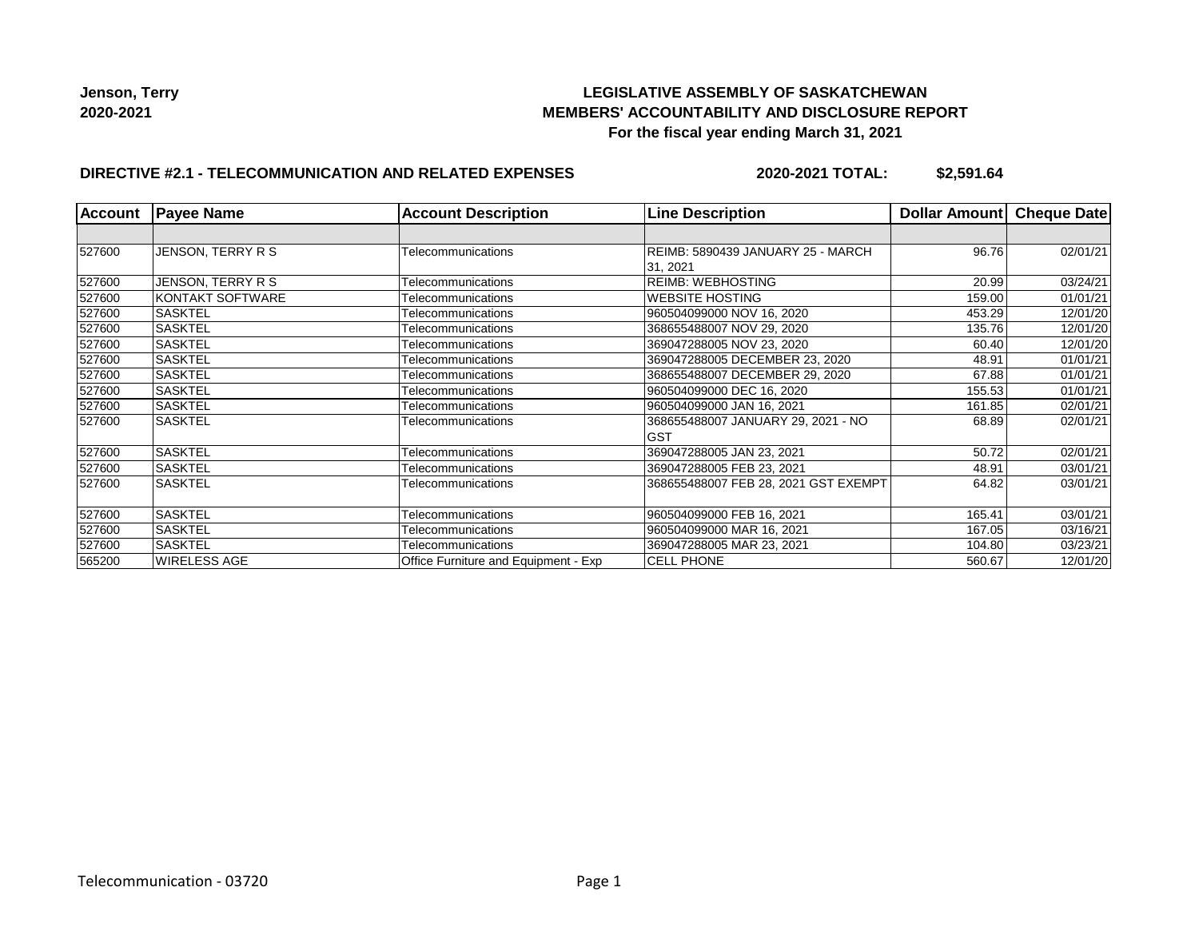**Jenson, Terry**
**2020-2021**

# LEGISLATIVE ASSEMBLY OF SASKATCHEWAN
## MEMBERS' ACCOUNTABILITY AND DISCLOSURE REPORT
### For the fiscal year ending March 31, 2021

**DIRECTIVE #2.1 - TELECOMMUNICATION AND RELATED EXPENSES** **2020-2021 TOTAL: $2,591.64**

| Account | Payee Name | Account Description | Line Description | Dollar Amount | Cheque Date |
|---|---|---|---|---|---|
| | | | | | |
| 527600 | JENSON, TERRY R S | Telecommunications | REIMB: 5890439 JANUARY 25 - MARCH 31, 2021 | 96.76 | 02/01/21 |
| 527600 | JENSON, TERRY R S | Telecommunications | REIMB: WEBHOSTING | 20.99 | 03/24/21 |
| 527600 | KONTAKT SOFTWARE | Telecommunications | WEBSITE HOSTING | 159.00 | 01/01/21 |
| 527600 | SASKTEL | Telecommunications | 960504099000 NOV 16, 2020 | 453.29 | 12/01/20 |
| 527600 | SASKTEL | Telecommunications | 368655488007 NOV 29, 2020 | 135.76 | 12/01/20 |
| 527600 | SASKTEL | Telecommunications | 369047288005 NOV 23, 2020 | 60.40 | 12/01/20 |
| 527600 | SASKTEL | Telecommunications | 369047288005 DECEMBER 23, 2020 | 48.91 | 01/01/21 |
| 527600 | SASKTEL | Telecommunications | 368655488007 DECEMBER 29, 2020 | 67.88 | 01/01/21 |
| 527600 | SASKTEL | Telecommunications | 960504099000 DEC 16, 2020 | 155.53 | 01/01/21 |
| 527600 | SASKTEL | Telecommunications | 960504099000 JAN 16, 2021 | 161.85 | 02/01/21 |
| 527600 | SASKTEL | Telecommunications | 368655488007 JANUARY 29, 2021 - NO GST | 68.89 | 02/01/21 |
| 527600 | SASKTEL | Telecommunications | 369047288005 JAN 23, 2021 | 50.72 | 02/01/21 |
| 527600 | SASKTEL | Telecommunications | 369047288005 FEB 23, 2021 | 48.91 | 03/01/21 |
| 527600 | SASKTEL | Telecommunications | 368655488007 FEB 28, 2021 GST EXEMPT | 64.82 | 03/01/21 |
| 527600 | SASKTEL | Telecommunications | 960504099000 FEB 16, 2021 | 165.41 | 03/01/21 |
| 527600 | SASKTEL | Telecommunications | 960504099000 MAR 16, 2021 | 167.05 | 03/16/21 |
| 527600 | SASKTEL | Telecommunications | 369047288005 MAR 23, 2021 | 104.80 | 03/23/21 |
| 565200 | WIRELESS AGE | Office Furniture and Equipment - Exp | CELL PHONE | 560.67 | 12/01/20 |

Telecommunication - 03720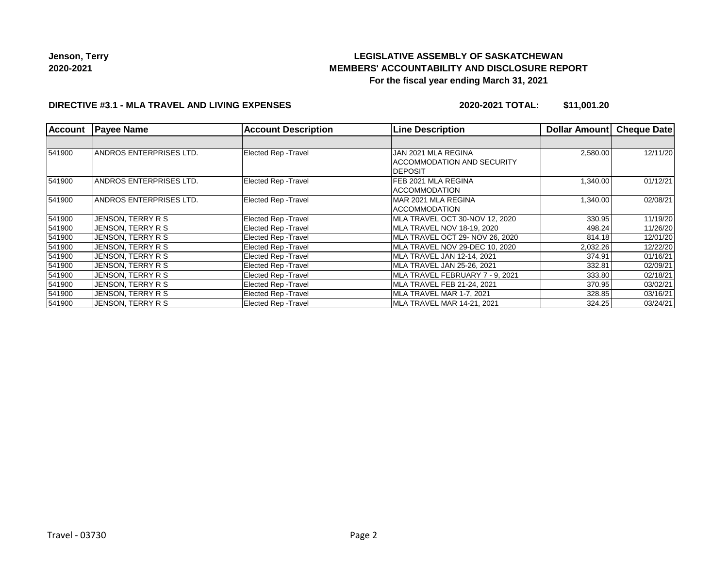**Jenson, Terry**
**2020-2021**

# LEGISLATIVE ASSEMBLY OF SASKATCHEWAN
## MEMBERS' ACCOUNTABILITY AND DISCLOSURE REPORT
### For the fiscal year ending March 31, 2021

**DIRECTIVE #3.1 - MLA TRAVEL AND LIVING EXPENSES** **2020-2021 TOTAL: $11,001.20**

| Account | Payee Name | Account Description | Line Description | Dollar Amount | Cheque Date |
|---|---|---|---|---|---|
| | | | | | |
| 541900 | ANDROS ENTERPRISES LTD. | Elected Rep -Travel | JAN 2021 MLA REGINA ACCOMMODATION AND SECURITY DEPOSIT | 2,580.00 | 12/11/20 |
| 541900 | ANDROS ENTERPRISES LTD. | Elected Rep -Travel | FEB 2021 MLA REGINA ACCOMMODATION | 1,340.00 | 01/12/21 |
| 541900 | ANDROS ENTERPRISES LTD. | Elected Rep -Travel | MAR 2021 MLA REGINA ACCOMMODATION | 1,340.00 | 02/08/21 |
| 541900 | JENSON, TERRY R S | Elected Rep -Travel | MLA TRAVEL OCT 30-NOV 12, 2020 | 330.95 | 11/19/20 |
| 541900 | JENSON, TERRY R S | Elected Rep -Travel | MLA TRAVEL NOV 18-19, 2020 | 498.24 | 11/26/20 |
| 541900 | JENSON, TERRY R S | Elected Rep -Travel | MLA TRAVEL OCT 29- NOV 26, 2020 | 814.18 | 12/01/20 |
| 541900 | JENSON, TERRY R S | Elected Rep -Travel | MLA TRAVEL NOV 29-DEC 10, 2020 | 2,032.26 | 12/22/20 |
| 541900 | JENSON, TERRY R S | Elected Rep -Travel | MLA TRAVEL JAN 12-14, 2021 | 374.91 | 01/16/21 |
| 541900 | JENSON, TERRY R S | Elected Rep -Travel | MLA TRAVEL JAN 25-26, 2021 | 332.81 | 02/09/21 |
| 541900 | JENSON, TERRY R S | Elected Rep -Travel | MLA TRAVEL FEBRUARY 7 - 9, 2021 | 333.80 | 02/18/21 |
| 541900 | JENSON, TERRY R S | Elected Rep -Travel | MLA TRAVEL FEB 21-24, 2021 | 370.95 | 03/02/21 |
| 541900 | JENSON, TERRY R S | Elected Rep -Travel | MLA TRAVEL MAR 1-7, 2021 | 328.85 | 03/16/21 |
| 541900 | JENSON, TERRY R S | Elected Rep -Travel | MLA TRAVEL MAR 14-21, 2021 | 324.25 | 03/24/21 |

Travel - 03730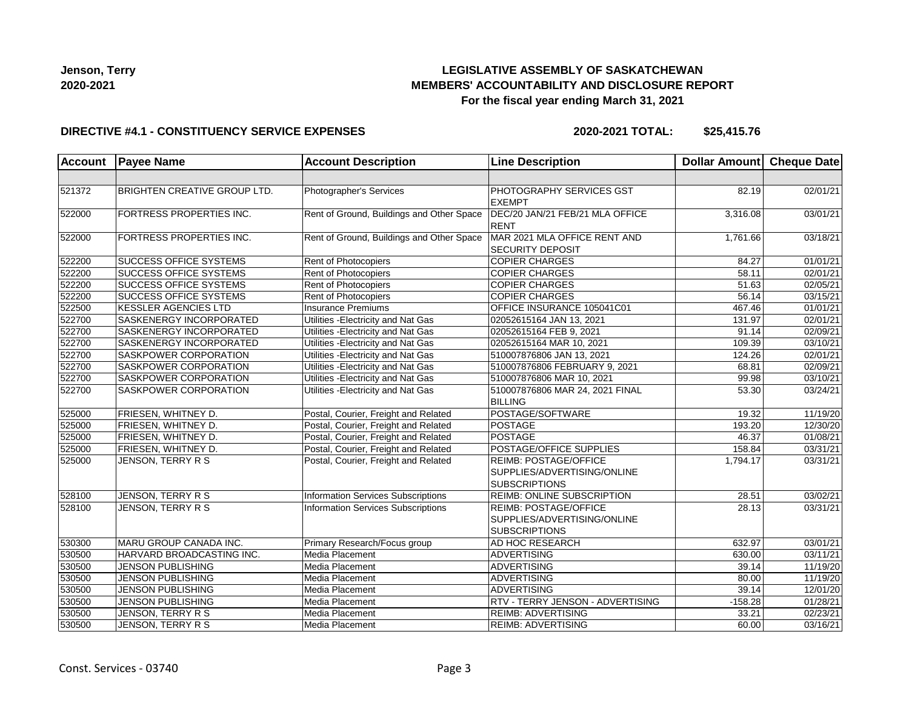**Jenson, Terry**
**2020-2021**

# LEGISLATIVE ASSEMBLY OF SASKATCHEWAN
## MEMBERS' ACCOUNTABILITY AND DISCLOSURE REPORT
### For the fiscal year ending March 31, 2021

**DIRECTIVE #4.1 - CONSTITUENCY SERVICE EXPENSES** **2020-2021 TOTAL: $25,415.76**

| Account | Payee Name | Account Description | Line Description | Dollar Amount | Cheque Date |
|---|---|---|---|---|---|
| | | | | | |
| 521372 | BRIGHTEN CREATIVE GROUP LTD. | Photographer's Services | PHOTOGRAPHY SERVICES GST EXEMPT | 82.19 | 02/01/21 |
| 522000 | FORTRESS PROPERTIES INC. | Rent of Ground, Buildings and Other Space | DEC/20 JAN/21 FEB/21 MLA OFFICE RENT | 3,316.08 | 03/01/21 |
| 522000 | FORTRESS PROPERTIES INC. | Rent of Ground, Buildings and Other Space | MAR 2021 MLA OFFICE RENT AND SECURITY DEPOSIT | 1,761.66 | 03/18/21 |
| 522200 | SUCCESS OFFICE SYSTEMS | Rent of Photocopiers | COPIER CHARGES | 84.27 | 01/01/21 |
| 522200 | SUCCESS OFFICE SYSTEMS | Rent of Photocopiers | COPIER CHARGES | 58.11 | 02/01/21 |
| 522200 | SUCCESS OFFICE SYSTEMS | Rent of Photocopiers | COPIER CHARGES | 51.63 | 02/05/21 |
| 522200 | SUCCESS OFFICE SYSTEMS | Rent of Photocopiers | COPIER CHARGES | 56.14 | 03/15/21 |
| 522500 | KESSLER AGENCIES LTD | Insurance Premiums | OFFICE INSURANCE 105041C01 | 467.46 | 01/01/21 |
| 522700 | SASKENERGY INCORPORATED | Utilities -Electricity and Nat Gas | 02052615164 JAN 13, 2021 | 131.97 | 02/01/21 |
| 522700 | SASKENERGY INCORPORATED | Utilities -Electricity and Nat Gas | 02052615164 FEB 9, 2021 | 91.14 | 02/09/21 |
| 522700 | SASKENERGY INCORPORATED | Utilities -Electricity and Nat Gas | 02052615164 MAR 10, 2021 | 109.39 | 03/10/21 |
| 522700 | SASKPOWER CORPORATION | Utilities -Electricity and Nat Gas | 510007876806 JAN 13, 2021 | 124.26 | 02/01/21 |
| 522700 | SASKPOWER CORPORATION | Utilities -Electricity and Nat Gas | 510007876806 FEBRUARY 9, 2021 | 68.81 | 02/09/21 |
| 522700 | SASKPOWER CORPORATION | Utilities -Electricity and Nat Gas | 510007876806 MAR 10, 2021 | 99.98 | 03/10/21 |
| 522700 | SASKPOWER CORPORATION | Utilities -Electricity and Nat Gas | 510007876806 MAR 24, 2021 FINAL BILLING | 53.30 | 03/24/21 |
| 525000 | FRIESEN, WHITNEY D. | Postal, Courier, Freight and Related | POSTAGE/SOFTWARE | 19.32 | 11/19/20 |
| 525000 | FRIESEN, WHITNEY D. | Postal, Courier, Freight and Related | POSTAGE | 193.20 | 12/30/20 |
| 525000 | FRIESEN, WHITNEY D. | Postal, Courier, Freight and Related | POSTAGE | 46.37 | 01/08/21 |
| 525000 | FRIESEN, WHITNEY D. | Postal, Courier, Freight and Related | POSTAGE/OFFICE SUPPLIES | 158.84 | 03/31/21 |
| 525000 | JENSON, TERRY R S | Postal, Courier, Freight and Related | REIMB: POSTAGE/OFFICE SUPPLIES/ADVERTISING/ONLINE SUBSCRIPTIONS | 1,794.17 | 03/31/21 |
| 528100 | JENSON, TERRY R S | Information Services Subscriptions | REIMB: ONLINE SUBSCRIPTION | 28.51 | 03/02/21 |
| 528100 | JENSON, TERRY R S | Information Services Subscriptions | REIMB: POSTAGE/OFFICE SUPPLIES/ADVERTISING/ONLINE SUBSCRIPTIONS | 28.13 | 03/31/21 |
| 530300 | MARU GROUP CANADA INC. | Primary Research/Focus group | AD HOC RESEARCH | 632.97 | 03/01/21 |
| 530500 | HARVARD BROADCASTING INC. | Media Placement | ADVERTISING | 630.00 | 03/11/21 |
| 530500 | JENSON PUBLISHING | Media Placement | ADVERTISING | 39.14 | 11/19/20 |
| 530500 | JENSON PUBLISHING | Media Placement | ADVERTISING | 80.00 | 11/19/20 |
| 530500 | JENSON PUBLISHING | Media Placement | ADVERTISING | 39.14 | 12/01/20 |
| 530500 | JENSON PUBLISHING | Media Placement | RTV - TERRY JENSON - ADVERTISING | -158.28 | 01/28/21 |
| 530500 | JENSON, TERRY R S | Media Placement | REIMB: ADVERTISING | 33.21 | 02/23/21 |
| 530500 | JENSON, TERRY R S | Media Placement | REIMB: ADVERTISING | 60.00 | 03/16/21 |

Const. Services - 03740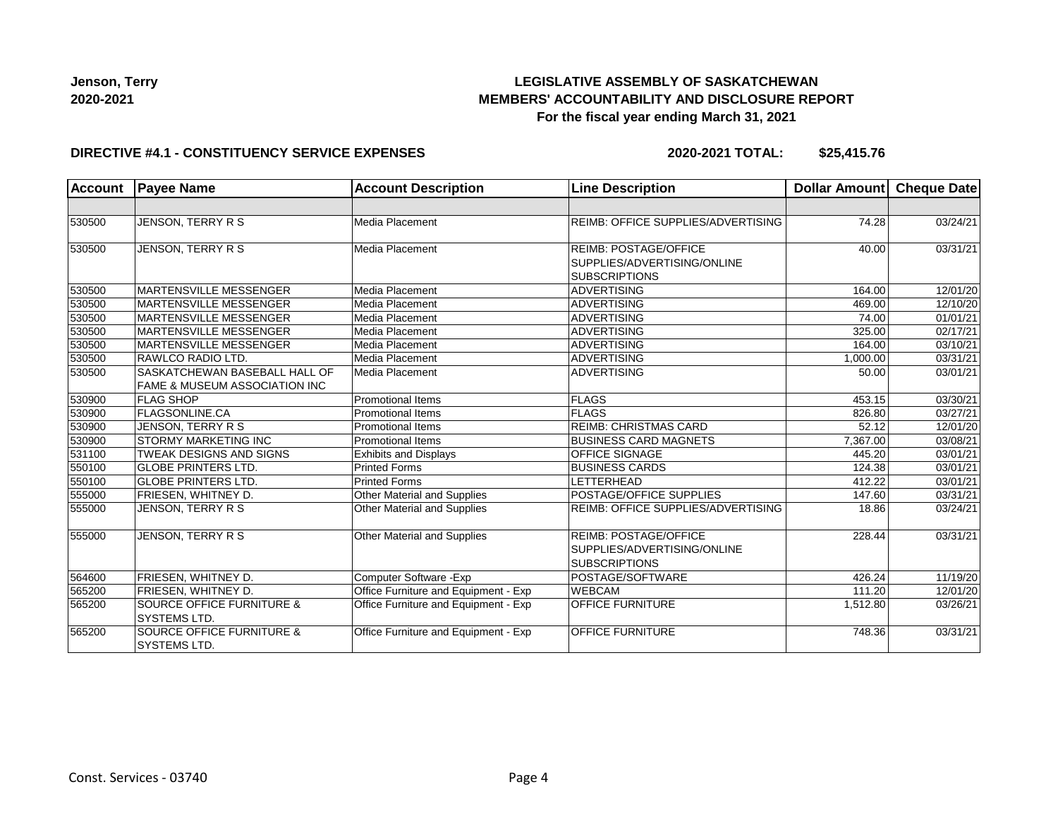**Jenson, Terry**
**2020-2021**

# LEGISLATIVE ASSEMBLY OF SASKATCHEWAN
## MEMBERS' ACCOUNTABILITY AND DISCLOSURE REPORT
### For the fiscal year ending March 31, 2021

**DIRECTIVE #4.1 - CONSTITUENCY SERVICE EXPENSES** **2020-2021 TOTAL: $25,415.76**

| Account | Payee Name | Account Description | Line Description | Dollar Amount | Cheque Date |
|---|---|---|---|---|---|
| | | | | | |
| 530500 | JENSON, TERRY R S | Media Placement | REIMB: OFFICE SUPPLIES/ADVERTISING | 74.28 | 03/24/21 |
| 530500 | JENSON, TERRY R S | Media Placement | REIMB: POSTAGE/OFFICE SUPPLIES/ADVERTISING/ONLINE SUBSCRIPTIONS | 40.00 | 03/31/21 |
| 530500 | MARTENSVILLE MESSENGER | Media Placement | ADVERTISING | 164.00 | 12/01/20 |
| 530500 | MARTENSVILLE MESSENGER | Media Placement | ADVERTISING | 469.00 | 12/10/20 |
| 530500 | MARTENSVILLE MESSENGER | Media Placement | ADVERTISING | 74.00 | 01/01/21 |
| 530500 | MARTENSVILLE MESSENGER | Media Placement | ADVERTISING | 325.00 | 02/17/21 |
| 530500 | MARTENSVILLE MESSENGER | Media Placement | ADVERTISING | 164.00 | 03/10/21 |
| 530500 | RAWLCO RADIO LTD. | Media Placement | ADVERTISING | 1,000.00 | 03/31/21 |
| 530500 | SASKATCHEWAN BASEBALL HALL OF FAME & MUSEUM ASSOCIATION INC | Media Placement | ADVERTISING | 50.00 | 03/01/21 |
| 530900 | FLAG SHOP | Promotional Items | FLAGS | 453.15 | 03/30/21 |
| 530900 | FLAGSONLINE.CA | Promotional Items | FLAGS | 826.80 | 03/27/21 |
| 530900 | JENSON, TERRY R S | Promotional Items | REIMB: CHRISTMAS CARD | 52.12 | 12/01/20 |
| 530900 | STORMY MARKETING INC | Promotional Items | BUSINESS CARD MAGNETS | 7,367.00 | 03/08/21 |
| 531100 | TWEAK DESIGNS AND SIGNS | Exhibits and Displays | OFFICE SIGNAGE | 445.20 | 03/01/21 |
| 550100 | GLOBE PRINTERS LTD. | Printed Forms | BUSINESS CARDS | 124.38 | 03/01/21 |
| 550100 | GLOBE PRINTERS LTD. | Printed Forms | LETTERHEAD | 412.22 | 03/01/21 |
| 555000 | FRIESEN, WHITNEY D. | Other Material and Supplies | POSTAGE/OFFICE SUPPLIES | 147.60 | 03/31/21 |
| 555000 | JENSON, TERRY R S | Other Material and Supplies | REIMB: OFFICE SUPPLIES/ADVERTISING | 18.86 | 03/24/21 |
| 555000 | JENSON, TERRY R S | Other Material and Supplies | REIMB: POSTAGE/OFFICE SUPPLIES/ADVERTISING/ONLINE SUBSCRIPTIONS | 228.44 | 03/31/21 |
| 564600 | FRIESEN, WHITNEY D. | Computer Software -Exp | POSTAGE/SOFTWARE | 426.24 | 11/19/20 |
| 565200 | FRIESEN, WHITNEY D. | Office Furniture and Equipment - Exp | WEBCAM | 111.20 | 12/01/20 |
| 565200 | SOURCE OFFICE FURNITURE & SYSTEMS LTD. | Office Furniture and Equipment - Exp | OFFICE FURNITURE | 1,512.80 | 03/26/21 |
| 565200 | SOURCE OFFICE FURNITURE & SYSTEMS LTD. | Office Furniture and Equipment - Exp | OFFICE FURNITURE | 748.36 | 03/31/21 |

Const. Services - 03740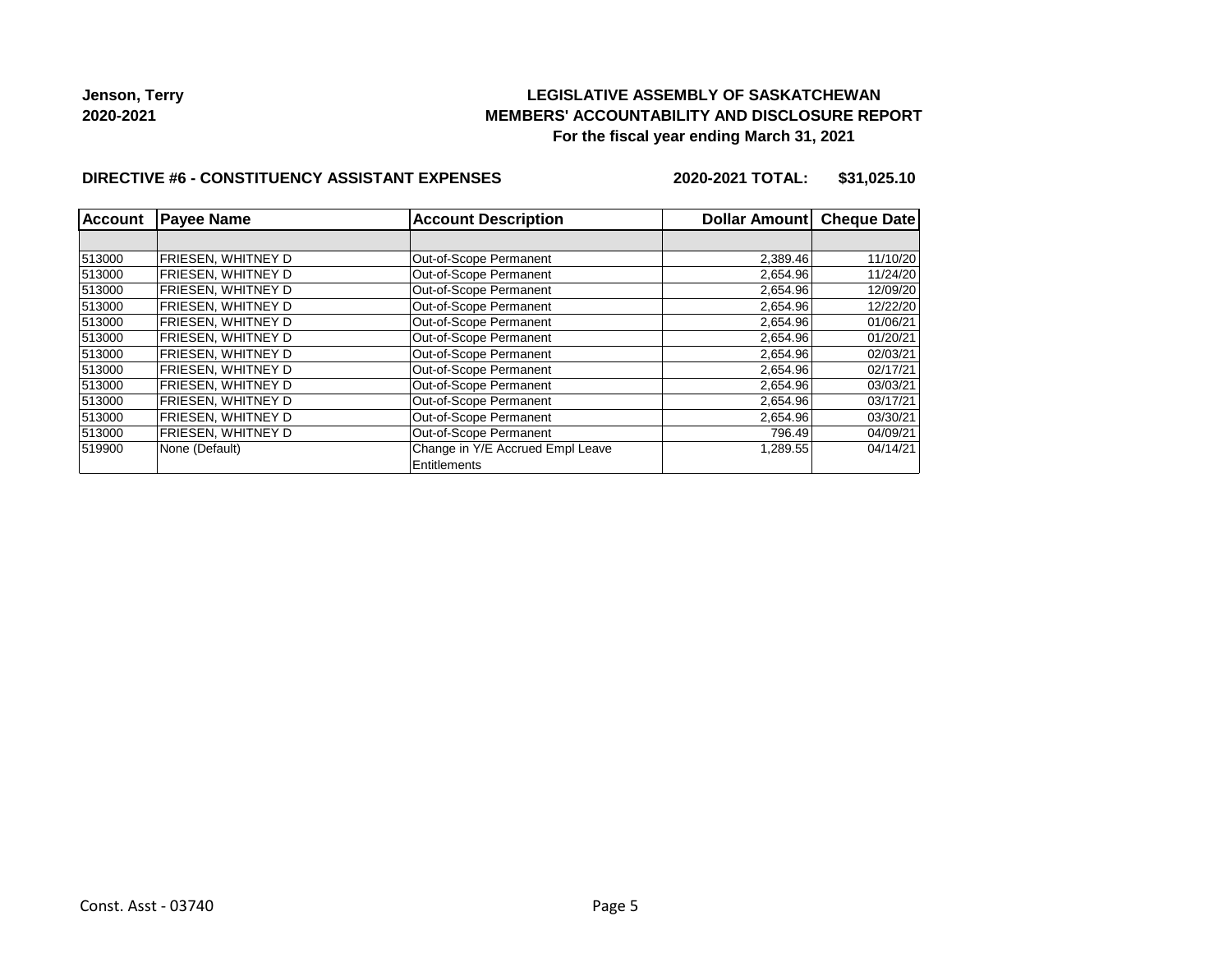**Jenson, Terry**
**2020-2021**

**LEGISLATIVE ASSEMBLY OF SASKATCHEWAN**
**MEMBERS' ACCOUNTABILITY AND DISCLOSURE REPORT**
**For the fiscal year ending March 31, 2021**

**DIRECTIVE #6 - CONSTITUENCY ASSISTANT EXPENSES** | **2020-2021 TOTAL: $31,025.10**

| Account | Payee Name | Account Description | Dollar Amount | Cheque Date |
|---|---|---|---|---|
| | | | | |
| 513000 | FRIESEN, WHITNEY D | Out-of-Scope Permanent | 2,389.46 | 11/10/20 |
| 513000 | FRIESEN, WHITNEY D | Out-of-Scope Permanent | 2,654.96 | 11/24/20 |
| 513000 | FRIESEN, WHITNEY D | Out-of-Scope Permanent | 2,654.96 | 12/09/20 |
| 513000 | FRIESEN, WHITNEY D | Out-of-Scope Permanent | 2,654.96 | 12/22/20 |
| 513000 | FRIESEN, WHITNEY D | Out-of-Scope Permanent | 2,654.96 | 01/06/21 |
| 513000 | FRIESEN, WHITNEY D | Out-of-Scope Permanent | 2,654.96 | 01/20/21 |
| 513000 | FRIESEN, WHITNEY D | Out-of-Scope Permanent | 2,654.96 | 02/03/21 |
| 513000 | FRIESEN, WHITNEY D | Out-of-Scope Permanent | 2,654.96 | 02/17/21 |
| 513000 | FRIESEN, WHITNEY D | Out-of-Scope Permanent | 2,654.96 | 03/03/21 |
| 513000 | FRIESEN, WHITNEY D | Out-of-Scope Permanent | 2,654.96 | 03/17/21 |
| 513000 | FRIESEN, WHITNEY D | Out-of-Scope Permanent | 2,654.96 | 03/30/21 |
| 513000 | FRIESEN, WHITNEY D | Out-of-Scope Permanent | 796.49 | 04/09/21 |
| 519900 | None (Default) | Change in Y/E Accrued Empl Leave Entitlements | 1,289.55 | 04/14/21 |

Const. Asst - 03740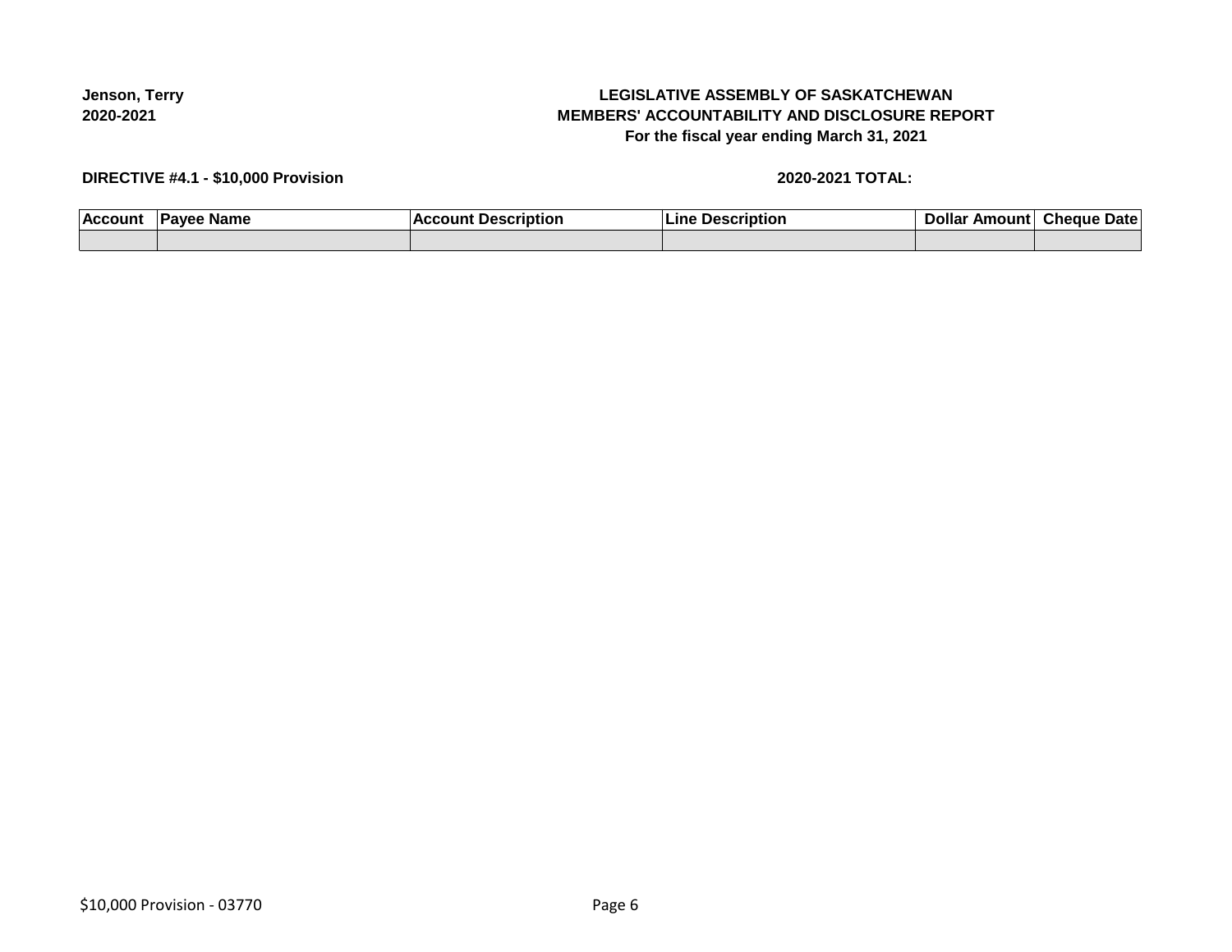**Jenson, Terry**
**2020-2021**

**LEGISLATIVE ASSEMBLY OF SASKATCHEWAN**
**MEMBERS' ACCOUNTABILITY AND DISCLOSURE REPORT**
**For the fiscal year ending March 31, 2021**

**DIRECTIVE #4.1 - $10,000 Provision**

**2020-2021 TOTAL:**

| Account | Payee Name | Account Description | Line Description | Dollar Amount | Cheque Date |
|---|---|---|---|---|---|
| | | | | | |

$10,000 Provision - 03770